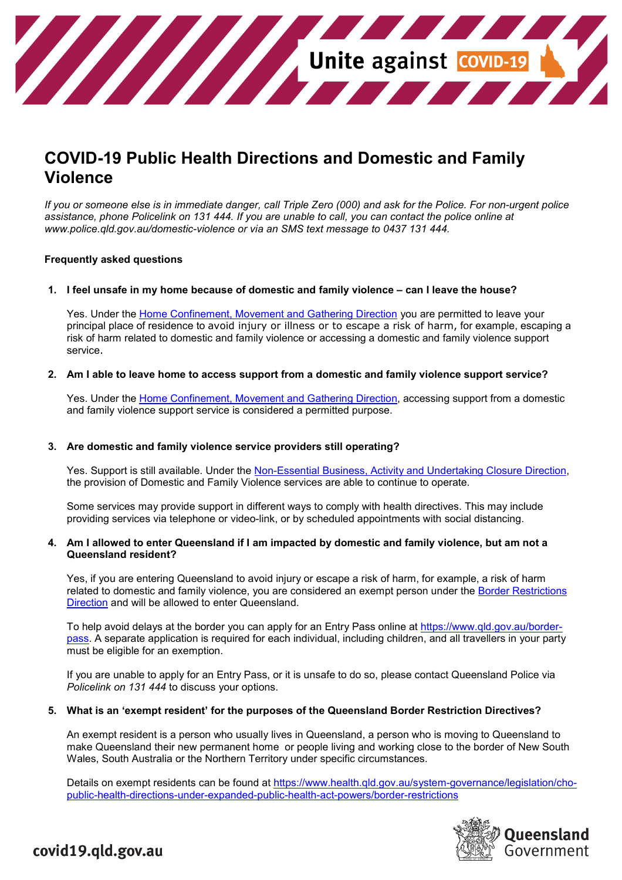# COVID-19 Public Health Directions and Domestic and Family Violence

*If you or someone else is in immediate danger, call Triple Zero (000) and ask for the Police. For non-urgent police assistance, phone Policelink on 131 444. If you are unable to call, you can contact the police online at www.police.qld.gov.au/domestic-violence or via an SMS text message to 0437 131 444.*

**Frequently asked questions**

1. **I feel unsafe in my home because of domestic and family violence – can I leave the house?**

   Yes. Under the Home Confinement, Movement and Gathering Direction you are permitted to leave your principal place of residence to avoid injury or illness or to escape a risk of harm, for example, escaping a risk of harm related to domestic and family violence or accessing a domestic and family violence support service.

2. **Am I able to leave home to access support from a domestic and family violence support service?**

   Yes. Under the Home Confinement, Movement and Gathering Direction, accessing support from a domestic and family violence support service is considered a permitted purpose.

3. **Are domestic and family violence service providers still operating?**

   Yes. Support is still available. Under the Non-Essential Business, Activity and Undertaking Closure Direction, the provision of Domestic and Family Violence services are able to continue to operate.

   Some services may provide support in different ways to comply with health directives. This may include providing services via telephone or video-link, or by scheduled appointments with social distancing.

4. **Am I allowed to enter Queensland if I am impacted by domestic and family violence, but am not a Queensland resident?**

   Yes, if you are entering Queensland to avoid injury or escape a risk of harm, for example, a risk of harm related to domestic and family violence, you are considered an exempt person under the Border Restrictions Direction and will be allowed to enter Queensland.

   To help avoid delays at the border you can apply for an Entry Pass online at https://www.qld.gov.au/border-pass. A separate application is required for each individual, including children, and all travellers in your party must be eligible for an exemption.

   If you are unable to apply for an Entry Pass, or it is unsafe to do so, please contact Queensland Police via *Policelink on 131 444* to discuss your options.

5. **What is an 'exempt resident' for the purposes of the Queensland Border Restriction Directives?**

   An exempt resident is a person who usually lives in Queensland, a person who is moving to Queensland to make Queensland their new permanent home or people living and working close to the border of New South Wales, South Australia or the Northern Territory under specific circumstances.

   Details on exempt residents can be found at https://www.health.qld.gov.au/system-governance/legislation/cho-public-health-directions-under-expanded-public-health-act-powers/border-restrictions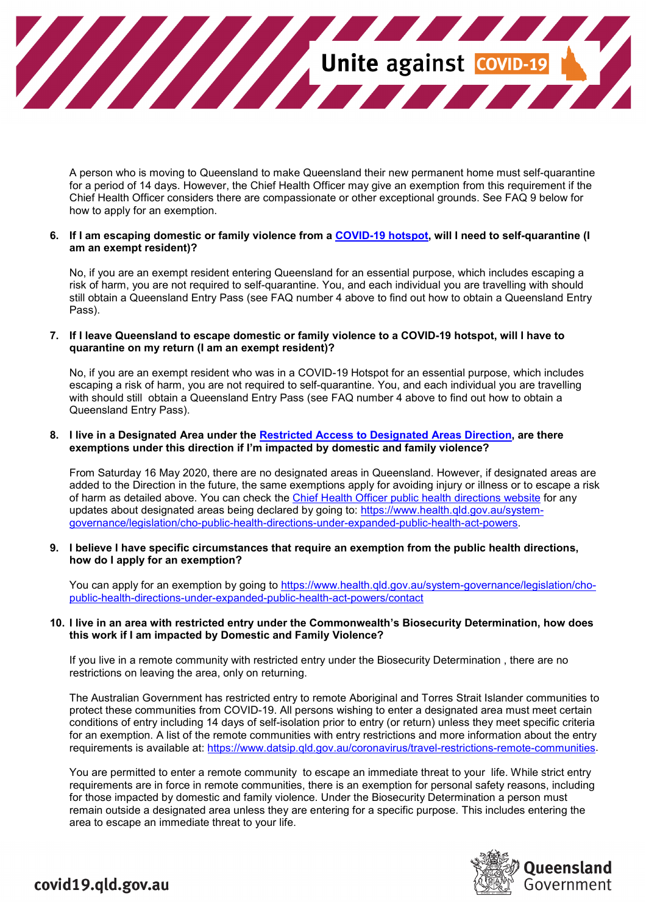A person who is moving to Queensland to make Queensland their new permanent home must self-quarantine for a period of 14 days. However, the Chief Health Officer may give an exemption from this requirement if the Chief Health Officer considers there are compassionate or other exceptional grounds. See FAQ 9 below for how to apply for an exemption.

**6. If I am escaping domestic or family violence from a [COVID-19 hotspot](), will I need to self-quarantine (I am an exempt resident)?**

No, if you are an exempt resident entering Queensland for an essential purpose, which includes escaping a risk of harm, you are not required to self-quarantine. You, and each individual you are travelling with should still obtain a Queensland Entry Pass (see FAQ number 4 above to find out how to obtain a Queensland Entry Pass).

**7. If I leave Queensland to escape domestic or family violence to a COVID-19 hotspot, will I have to quarantine on my return (I am an exempt resident)?**

No, if you are an exempt resident who was in a COVID-19 Hotspot for an essential purpose, which includes escaping a risk of harm, you are not required to self-quarantine. You, and each individual you are travelling with should still obtain a Queensland Entry Pass (see FAQ number 4 above to find out how to obtain a Queensland Entry Pass).

**8. I live in a Designated Area under the [Restricted Access to Designated Areas Direction](), are there exemptions under this direction if I'm impacted by domestic and family violence?**

From Saturday 16 May 2020, there are no designated areas in Queensland. However, if designated areas are added to the Direction in the future, the same exemptions apply for avoiding injury or illness or to escape a risk of harm as detailed above. You can check the [Chief Health Officer public health directions website]() for any updates about designated areas being declared by going to: https://www.health.qld.gov.au/system-governance/legislation/cho-public-health-directions-under-expanded-public-health-act-powers.

**9. I believe I have specific circumstances that require an exemption from the public health directions, how do I apply for an exemption?**

You can apply for an exemption by going to https://www.health.qld.gov.au/system-governance/legislation/cho-public-health-directions-under-expanded-public-health-act-powers/contact

**10. I live in an area with restricted entry under the Commonwealth's Biosecurity Determination, how does this work if I am impacted by Domestic and Family Violence?**

If you live in a remote community with restricted entry under the Biosecurity Determination , there are no restrictions on leaving the area, only on returning.

The Australian Government has restricted entry to remote Aboriginal and Torres Strait Islander communities to protect these communities from COVID-19. All persons wishing to enter a designated area must meet certain conditions of entry including 14 days of self-isolation prior to entry (or return) unless they meet specific criteria for an exemption. A list of the remote communities with entry restrictions and more information about the entry requirements is available at: https://www.datsip.qld.gov.au/coronavirus/travel-restrictions-remote-communities.

You are permitted to enter a remote community to escape an immediate threat to your life. While strict entry requirements are in force in remote communities, there is an exemption for personal safety reasons, including for those impacted by domestic and family violence. Under the Biosecurity Determination a person must remain outside a designated area unless they are entering for a specific purpose. This includes entering the area to escape an immediate threat to your life.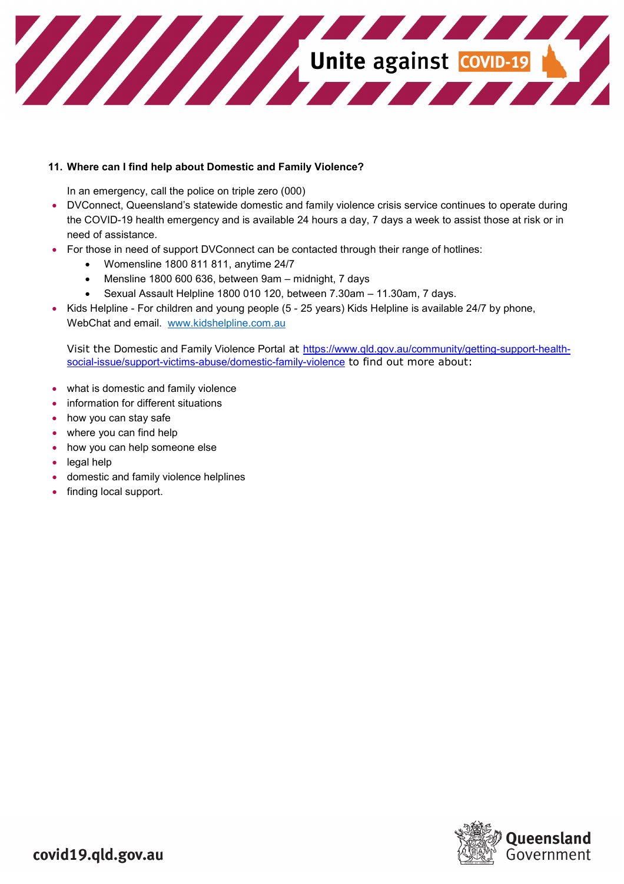### 11. Where can I find help about Domestic and Family Violence?

In an emergency, call the police on triple zero (000)

- DVConnect, Queensland's statewide domestic and family violence crisis service continues to operate during the COVID-19 health emergency and is available 24 hours a day, 7 days a week to assist those at risk or in need of assistance.
- For those in need of support DVConnect can be contacted through their range of hotlines:
  - Womensline 1800 811 811, anytime 24/7
  - Mensline 1800 600 636, between 9am – midnight, 7 days
  - Sexual Assault Helpline 1800 010 120, between 7.30am – 11.30am, 7 days.
- Kids Helpline - For children and young people (5 - 25 years) Kids Helpline is available 24/7 by phone, WebChat and email. [www.kidshelpline.com.au](www.kidshelpline.com.au)

Visit the Domestic and Family Violence Portal at [https://www.qld.gov.au/community/getting-support-health-social-issue/support-victims-abuse/domestic-family-violence](https://www.qld.gov.au/community/getting-support-health-social-issue/support-victims-abuse/domestic-family-violence) to find out more about:

- what is domestic and family violence
- information for different situations
- how you can stay safe
- where you can find help
- how you can help someone else
- legal help
- domestic and family violence helplines
- finding local support.